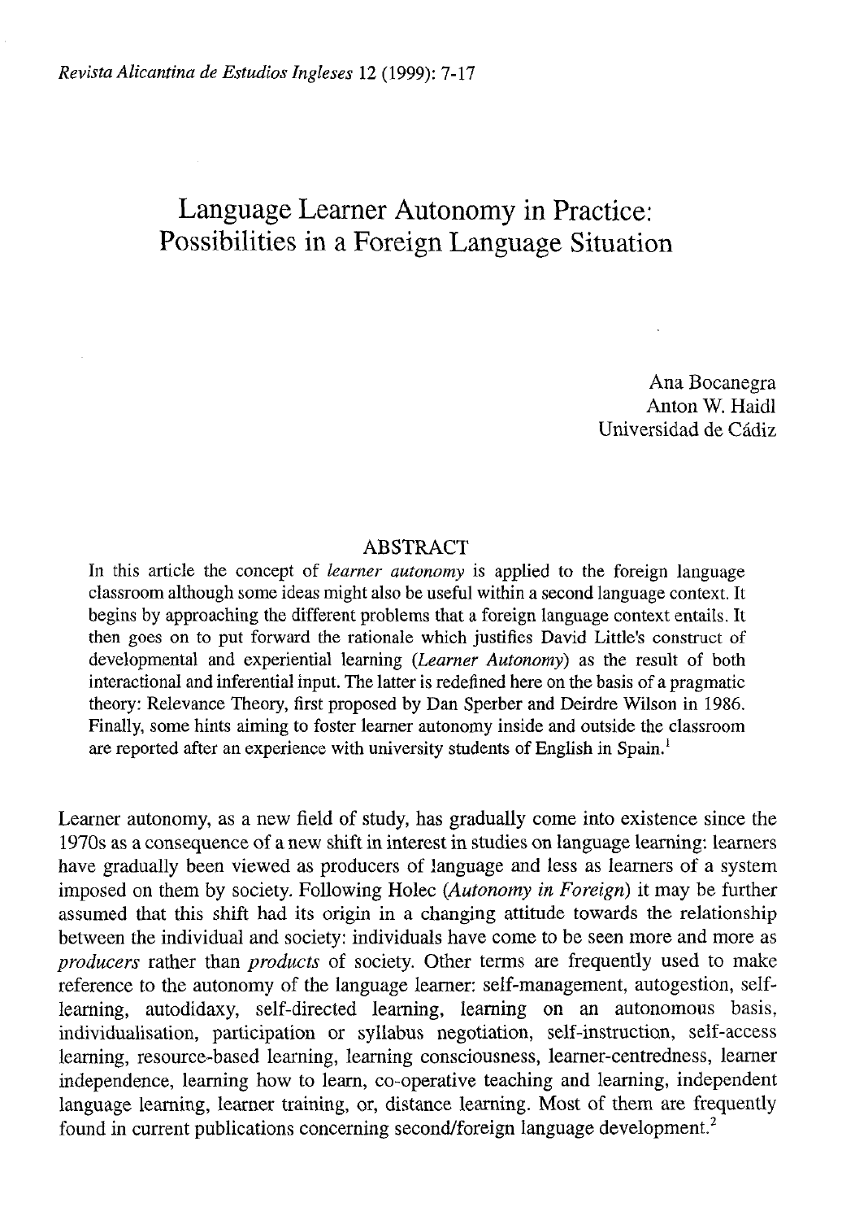# Language Learner Autonomy in Practice: Possibilities in a Foreign Language Situation

Ana Bocanegra
Anton W. Haidl
Universidad de Cádiz

## ABSTRACT

In this article the concept of *learner autonomy* is applied to the foreign language classroom although some ideas might also be useful within a second language context. It begins by approaching the different problems that a foreign language context entails. It then goes on to put forward the rationale which justifies David Little's construct of developmental and experiential learning (*Learner Autonomy*) as the result of both interactional and inferential input. The latter is redefined here on the basis of a pragmatic theory: Relevance Theory, first proposed by Dan Sperber and Deirdre Wilson in 1986. Finally, some hints aiming to foster learner autonomy inside and outside the classroom are reported after an experience with university students of English in Spain.[1]

Learner autonomy, as a new field of study, has gradually come into existence since the 1970s as a consequence of a new shift in interest in studies on language learning: learners have gradually been viewed as producers of language and less as learners of a system imposed on them by society. Following Holec (*Autonomy in Foreign*) it may be further assumed that this shift had its origin in a changing attitude towards the relationship between the individual and society: individuals have come to be seen more and more as *producers* rather than *products* of society. Other terms are frequently used to make reference to the autonomy of the language learner: self-management, autogestion, self-learning, autodidaxy, self-directed learning, learning on an autonomous basis, individualisation, participation or syllabus negotiation, self-instruction, self-access learning, resource-based learning, learning consciousness, learner-centredness, learner independence, learning how to learn, co-operative teaching and learning, independent language learning, learner training, or, distance learning. Most of them are frequently found in current publications concerning second/foreign language development.[2]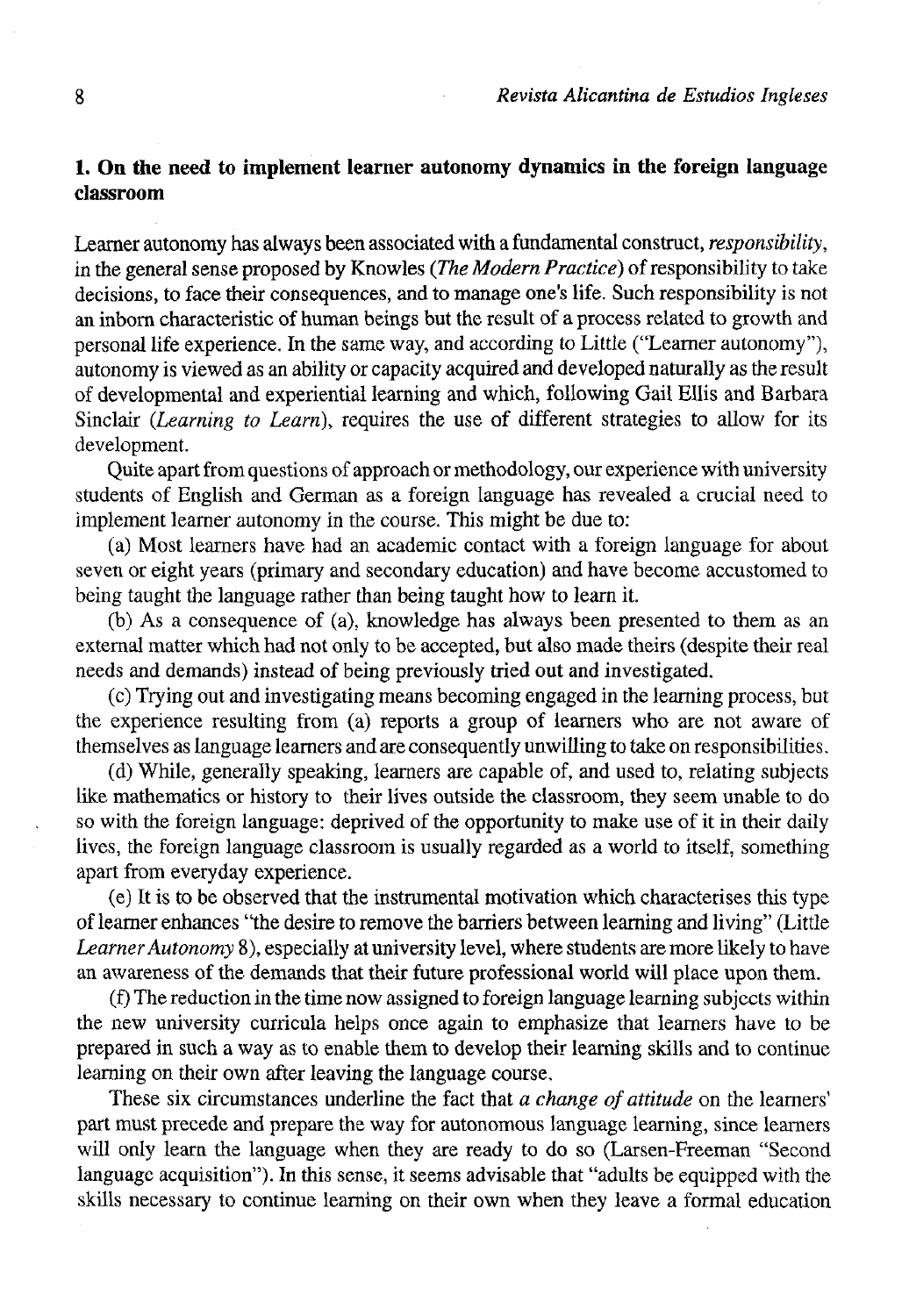## 1. On the need to implement learner autonomy dynamics in the foreign language classroom

Learner autonomy has always been associated with a fundamental construct, *responsibility*, in the general sense proposed by Knowles (*The Modern Practice*) of responsibility to take decisions, to face their consequences, and to manage one's life. Such responsibility is not an inborn characteristic of human beings but the result of a process related to growth and personal life experience. In the same way, and according to Little ("Learner autonomy"), autonomy is viewed as an ability or capacity acquired and developed naturally as the result of developmental and experiential learning and which, following Gail Ellis and Barbara Sinclair (*Learning to Learn*), requires the use of different strategies to allow for its development.

Quite apart from questions of approach or methodology, our experience with university students of English and German as a foreign language has revealed a crucial need to implement learner autonomy in the course. This might be due to:

(a) Most learners have had an academic contact with a foreign language for about seven or eight years (primary and secondary education) and have become accustomed to being taught the language rather than being taught how to learn it.

(b) As a consequence of (a), knowledge has always been presented to them as an external matter which had not only to be accepted, but also made theirs (despite their real needs and demands) instead of being previously tried out and investigated.

(c) Trying out and investigating means becoming engaged in the learning process, but the experience resulting from (a) reports a group of learners who are not aware of themselves as language learners and are consequently unwilling to take on responsibilities.

(d) While, generally speaking, learners are capable of, and used to, relating subjects like mathematics or history to their lives outside the classroom, they seem unable to do so with the foreign language: deprived of the opportunity to make use of it in their daily lives, the foreign language classroom is usually regarded as a world to itself, something apart from everyday experience.

(e) It is to be observed that the instrumental motivation which characterises this type of learner enhances "the desire to remove the barriers between learning and living" (Little *Learner Autonomy* 8), especially at university level, where students are more likely to have an awareness of the demands that their future professional world will place upon them.

(f) The reduction in the time now assigned to foreign language learning subjects within the new university curricula helps once again to emphasize that learners have to be prepared in such a way as to enable them to develop their learning skills and to continue learning on their own after leaving the language course.

These six circumstances underline the fact that *a change of attitude* on the learners' part must precede and prepare the way for autonomous language learning, since learners will only learn the language when they are ready to do so (Larsen-Freeman "Second language acquisition"). In this sense, it seems advisable that "adults be equipped with the skills necessary to continue learning on their own when they leave a formal education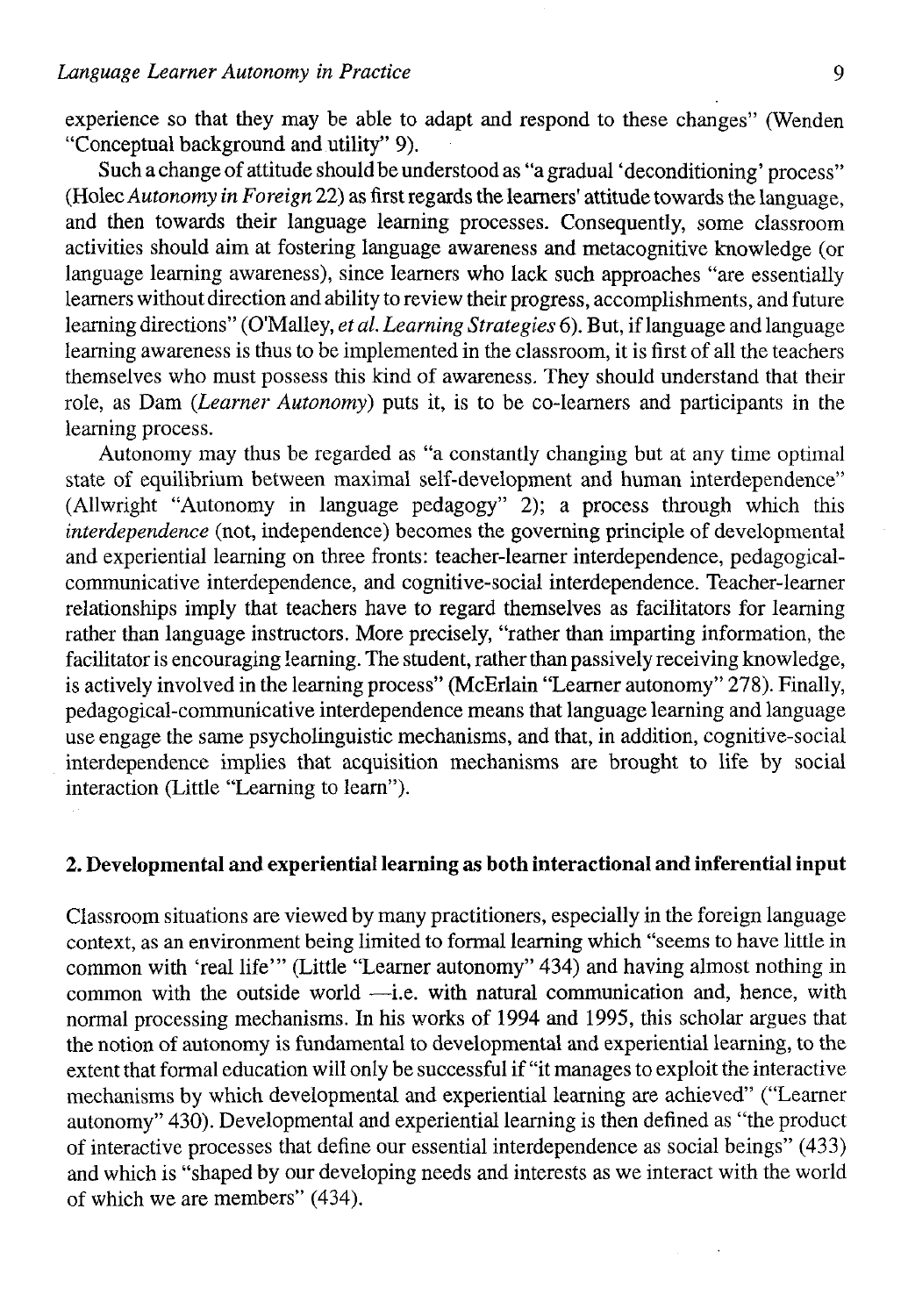experience so that they may be able to adapt and respond to these changes" (Wenden "Conceptual background and utility" 9).

Such a change of attitude should be understood as "a gradual 'deconditioning' process" (Holec *Autonomy in Foreign* 22) as first regards the learners' attitude towards the language, and then towards their language learning processes. Consequently, some classroom activities should aim at fostering language awareness and metacognitive knowledge (or language learning awareness), since learners who lack such approaches "are essentially learners without direction and ability to review their progress, accomplishments, and future learning directions" (O'Malley, *et al. Learning Strategies* 6). But, if language and language learning awareness is thus to be implemented in the classroom, it is first of all the teachers themselves who must possess this kind of awareness. They should understand that their role, as Dam (*Learner Autonomy*) puts it, is to be co-learners and participants in the learning process.

Autonomy may thus be regarded as "a constantly changing but at any time optimal state of equilibrium between maximal self-development and human interdependence" (Allwright "Autonomy in language pedagogy" 2); a process through which this *interdependence* (not, independence) becomes the governing principle of developmental and experiential learning on three fronts: teacher-learner interdependence, pedagogical-communicative interdependence, and cognitive-social interdependence. Teacher-learner relationships imply that teachers have to regard themselves as facilitators for learning rather than language instructors. More precisely, "rather than imparting information, the facilitator is encouraging learning. The student, rather than passively receiving knowledge, is actively involved in the learning process" (McErlain "Learner autonomy" 278). Finally, pedagogical-communicative interdependence means that language learning and language use engage the same psycholinguistic mechanisms, and that, in addition, cognitive-social interdependence implies that acquisition mechanisms are brought to life by social interaction (Little "Learning to learn").

## 2. Developmental and experiential learning as both interactional and inferential input

Classroom situations are viewed by many practitioners, especially in the foreign language context, as an environment being limited to formal learning which "seems to have little in common with 'real life'" (Little "Learner autonomy" 434) and having almost nothing in common with the outside world —i.e. with natural communication and, hence, with normal processing mechanisms. In his works of 1994 and 1995, this scholar argues that the notion of autonomy is fundamental to developmental and experiential learning, to the extent that formal education will only be successful if "it manages to exploit the interactive mechanisms by which developmental and experiential learning are achieved" ("Learner autonomy" 430). Developmental and experiential learning is then defined as "the product of interactive processes that define our essential interdependence as social beings" (433) and which is "shaped by our developing needs and interests as we interact with the world of which we are members" (434).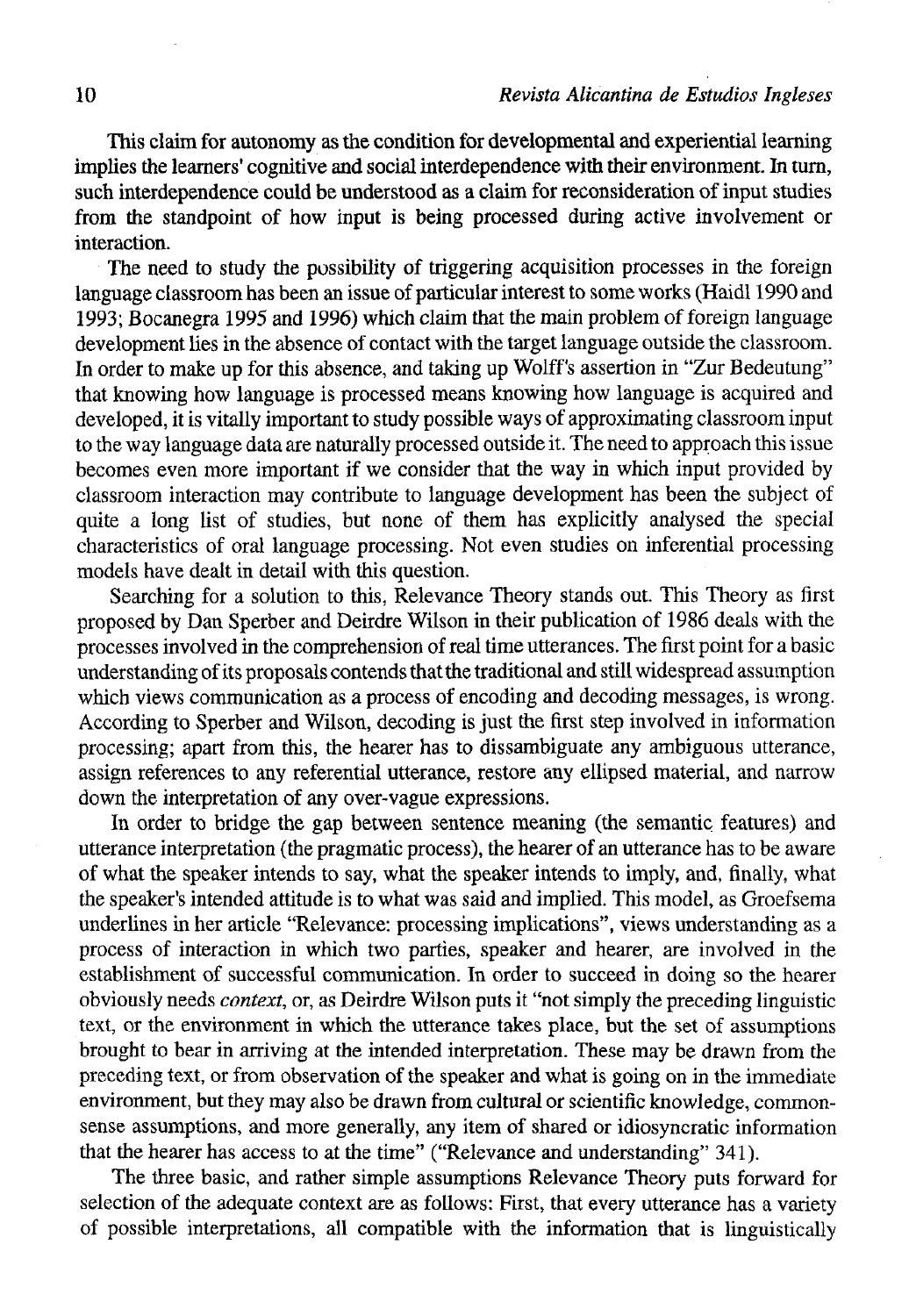This claim for autonomy as the condition for developmental and experiential learning implies the learners' cognitive and social interdependence with their environment. In turn, such interdependence could be understood as a claim for reconsideration of input studies from the standpoint of how input is being processed during active involvement or interaction.

The need to study the possibility of triggering acquisition processes in the foreign language classroom has been an issue of particular interest to some works (Haidl 1990 and 1993; Bocanegra 1995 and 1996) which claim that the main problem of foreign language development lies in the absence of contact with the target language outside the classroom. In order to make up for this absence, and taking up Wolff's assertion in "Zur Bedeutung" that knowing how language is processed means knowing how language is acquired and developed, it is vitally important to study possible ways of approximating classroom input to the way language data are naturally processed outside it. The need to approach this issue becomes even more important if we consider that the way in which input provided by classroom interaction may contribute to language development has been the subject of quite a long list of studies, but none of them has explicitly analysed the special characteristics of oral language processing. Not even studies on inferential processing models have dealt in detail with this question.

Searching for a solution to this, Relevance Theory stands out. This Theory as first proposed by Dan Sperber and Deirdre Wilson in their publication of 1986 deals with the processes involved in the comprehension of real time utterances. The first point for a basic understanding of its proposals contends that the traditional and still widespread assumption which views communication as a process of encoding and decoding messages, is wrong. According to Sperber and Wilson, decoding is just the first step involved in information processing; apart from this, the hearer has to dissambiguate any ambiguous utterance, assign references to any referential utterance, restore any ellipsed material, and narrow down the interpretation of any over-vague expressions.

In order to bridge the gap between sentence meaning (the semantic features) and utterance interpretation (the pragmatic process), the hearer of an utterance has to be aware of what the speaker intends to say, what the speaker intends to imply, and, finally, what the speaker's intended attitude is to what was said and implied. This model, as Groefsema underlines in her article "Relevance: processing implications", views understanding as a process of interaction in which two parties, speaker and hearer, are involved in the establishment of successful communication. In order to succeed in doing so the hearer obviously needs *context*, or, as Deirdre Wilson puts it "not simply the preceding linguistic text, or the environment in which the utterance takes place, but the set of assumptions brought to bear in arriving at the intended interpretation. These may be drawn from the preceding text, or from observation of the speaker and what is going on in the immediate environment, but they may also be drawn from cultural or scientific knowledge, common-sense assumptions, and more generally, any item of shared or idiosyncratic information that the hearer has access to at the time" ("Relevance and understanding" 341).

The three basic, and rather simple assumptions Relevance Theory puts forward for selection of the adequate context are as follows: First, that every utterance has a variety of possible interpretations, all compatible with the information that is linguistically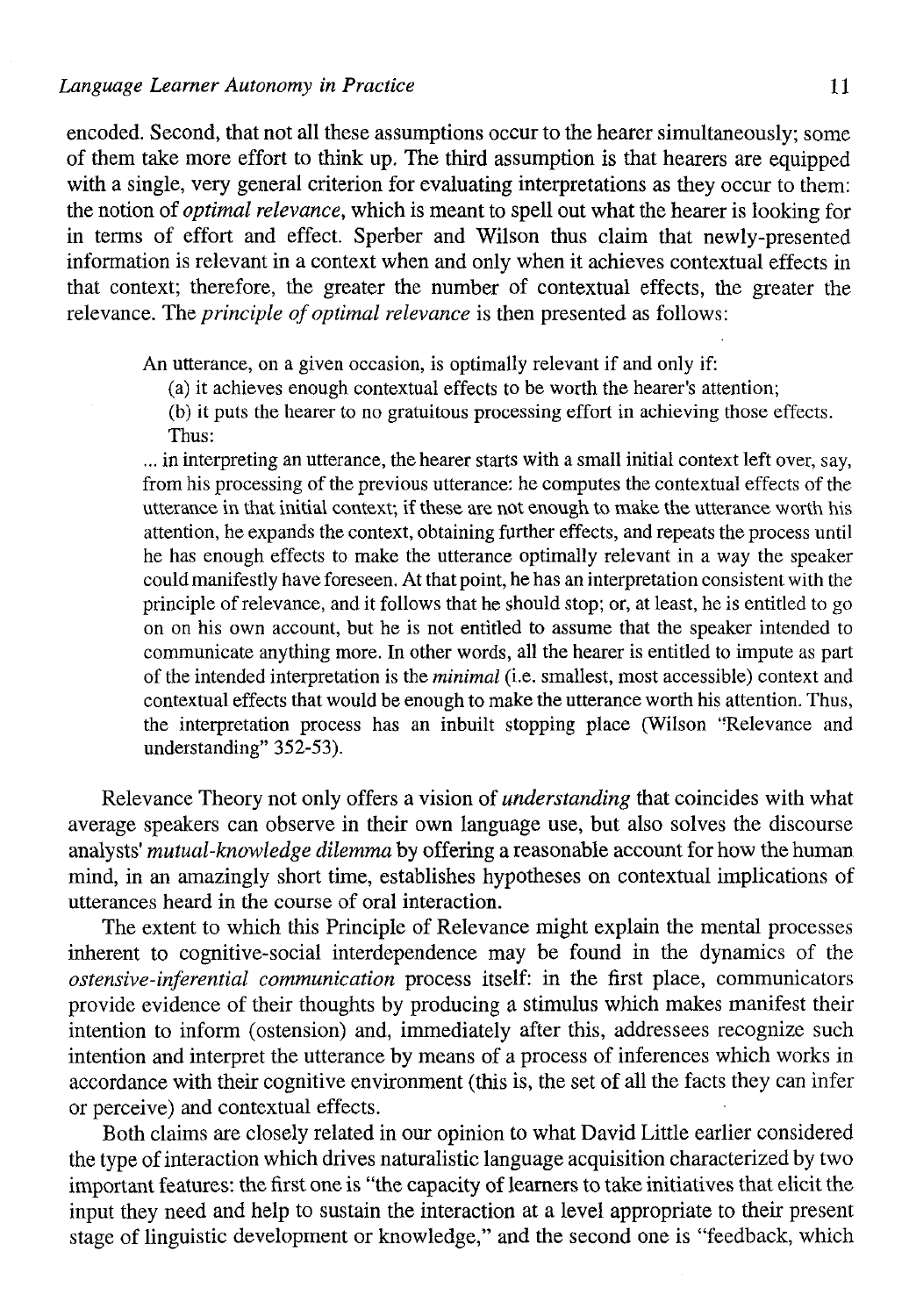encoded. Second, that not all these assumptions occur to the hearer simultaneously; some of them take more effort to think up. The third assumption is that hearers are equipped with a single, very general criterion for evaluating interpretations as they occur to them: the notion of *optimal relevance*, which is meant to spell out what the hearer is looking for in terms of effort and effect. Sperber and Wilson thus claim that newly-presented information is relevant in a context when and only when it achieves contextual effects in that context; therefore, the greater the number of contextual effects, the greater the relevance. The *principle of optimal relevance* is then presented as follows:

> An utterance, on a given occasion, is optimally relevant if and only if:
>
> (a) it achieves enough contextual effects to be worth the hearer's attention;
>
> (b) it puts the hearer to no gratuitous processing effort in achieving those effects.
>
> Thus:
>
> ... in interpreting an utterance, the hearer starts with a small initial context left over, say, from his processing of the previous utterance: he computes the contextual effects of the utterance in that initial context; if these are not enough to make the utterance worth his attention, he expands the context, obtaining further effects, and repeats the process until he has enough effects to make the utterance optimally relevant in a way the speaker could manifestly have foreseen. At that point, he has an interpretation consistent with the principle of relevance, and it follows that he should stop; or, at least, he is entitled to go on on his own account, but he is not entitled to assume that the speaker intended to communicate anything more. In other words, all the hearer is entitled to impute as part of the intended interpretation is the *minimal* (i.e. smallest, most accessible) context and contextual effects that would be enough to make the utterance worth his attention. Thus, the interpretation process has an inbuilt stopping place (Wilson "Relevance and understanding" 352-53).

Relevance Theory not only offers a vision of *understanding* that coincides with what average speakers can observe in their own language use, but also solves the discourse analysts' *mutual-knowledge dilemma* by offering a reasonable account for how the human mind, in an amazingly short time, establishes hypotheses on contextual implications of utterances heard in the course of oral interaction.

The extent to which this Principle of Relevance might explain the mental processes inherent to cognitive-social interdependence may be found in the dynamics of the *ostensive-inferential communication* process itself: in the first place, communicators provide evidence of their thoughts by producing a stimulus which makes manifest their intention to inform (ostension) and, immediately after this, addressees recognize such intention and interpret the utterance by means of a process of inferences which works in accordance with their cognitive environment (this is, the set of all the facts they can infer or perceive) and contextual effects.

Both claims are closely related in our opinion to what David Little earlier considered the type of interaction which drives naturalistic language acquisition characterized by two important features: the first one is "the capacity of learners to take initiatives that elicit the input they need and help to sustain the interaction at a level appropriate to their present stage of linguistic development or knowledge," and the second one is "feedback, which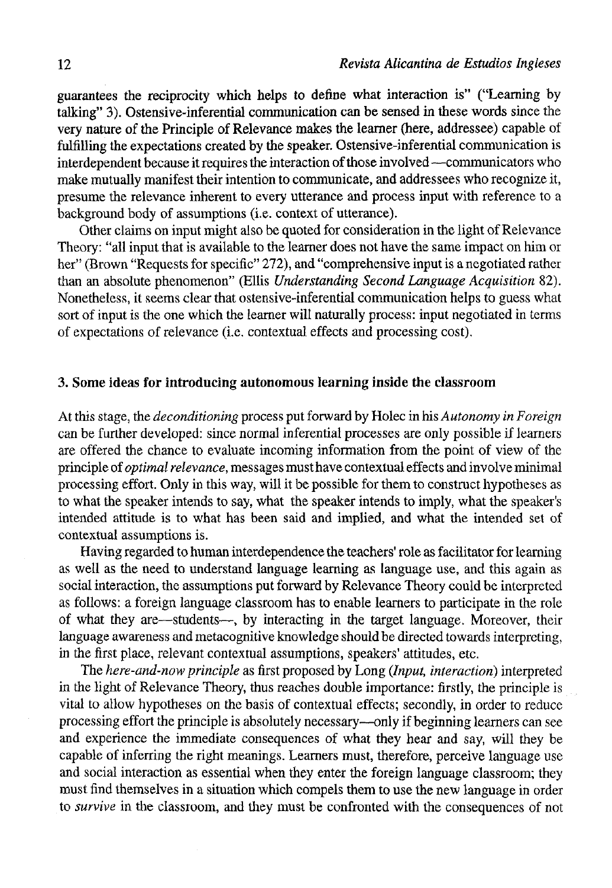guarantees the reciprocity which helps to define what interaction is" ("Learning by talking" 3). Ostensive-inferential communication can be sensed in these words since the very nature of the Principle of Relevance makes the learner (here, addressee) capable of fulfilling the expectations created by the speaker. Ostensive-inferential communication is interdependent because it requires the interaction of those involved —communicators who make mutually manifest their intention to communicate, and addressees who recognize it, presume the relevance inherent to every utterance and process input with reference to a background body of assumptions (i.e. context of utterance).

Other claims on input might also be quoted for consideration in the light of Relevance Theory: "all input that is available to the learner does not have the same impact on him or her" (Brown "Requests for specific" 272), and "comprehensive input is a negotiated rather than an absolute phenomenon" (Ellis *Understanding Second Language Acquisition* 82). Nonetheless, it seems clear that ostensive-inferential communication helps to guess what sort of input is the one which the learner will naturally process: input negotiated in terms of expectations of relevance (i.e. contextual effects and processing cost).

## 3. Some ideas for introducing autonomous learning inside the classroom

At this stage, the *deconditioning* process put forward by Holec in his *Autonomy in Foreign* can be further developed: since normal inferential processes are only possible if learners are offered the chance to evaluate incoming information from the point of view of the principle of *optimal relevance*, messages must have contextual effects and involve minimal processing effort. Only in this way, will it be possible for them to construct hypotheses as to what the speaker intends to say, what the speaker intends to imply, what the speaker's intended attitude is to what has been said and implied, and what the intended set of contextual assumptions is.

Having regarded to human interdependence the teachers' role as facilitator for learning as well as the need to understand language learning as language use, and this again as social interaction, the assumptions put forward by Relevance Theory could be interpreted as follows: a foreign language classroom has to enable learners to participate in the role of what they are—students—, by interacting in the target language. Moreover, their language awareness and metacognitive knowledge should be directed towards interpreting, in the first place, relevant contextual assumptions, speakers' attitudes, etc.

The *here-and-now principle* as first proposed by Long (*Input, interaction*) interpreted in the light of Relevance Theory, thus reaches double importance: firstly, the principle is vital to allow hypotheses on the basis of contextual effects; secondly, in order to reduce processing effort the principle is absolutely necessary—only if beginning learners can see and experience the immediate consequences of what they hear and say, will they be capable of inferring the right meanings. Learners must, therefore, perceive language use and social interaction as essential when they enter the foreign language classroom; they must find themselves in a situation which compels them to use the new language in order to *survive* in the classroom, and they must be confronted with the consequences of not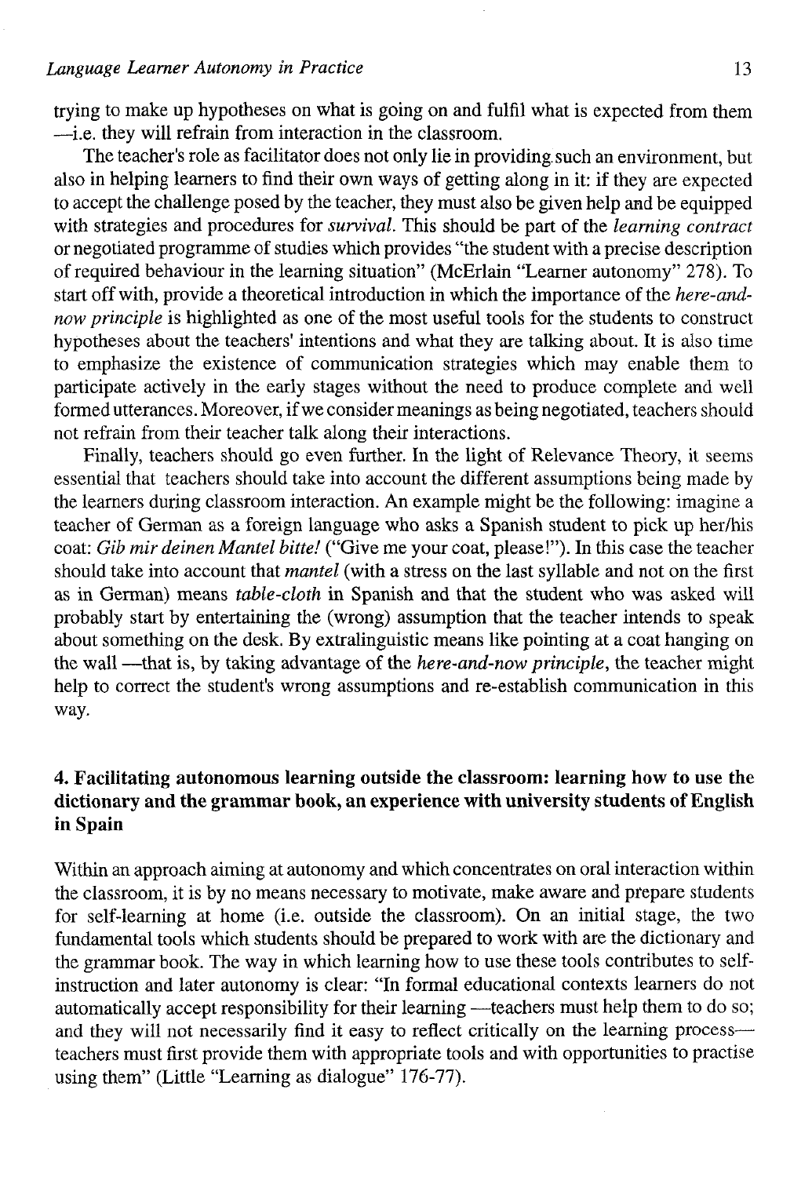trying to make up hypotheses on what is going on and fulfil what is expected from them —i.e. they will refrain from interaction in the classroom.

The teacher's role as facilitator does not only lie in providing such an environment, but also in helping learners to find their own ways of getting along in it: if they are expected to accept the challenge posed by the teacher, they must also be given help and be equipped with strategies and procedures for *survival*. This should be part of the *learning contract* or negotiated programme of studies which provides "the student with a precise description of required behaviour in the learning situation" (McErlain "Learner autonomy" 278). To start off with, provide a theoretical introduction in which the importance of the *here-and-now principle* is highlighted as one of the most useful tools for the students to construct hypotheses about the teachers' intentions and what they are talking about. It is also time to emphasize the existence of communication strategies which may enable them to participate actively in the early stages without the need to produce complete and well formed utterances. Moreover, if we consider meanings as being negotiated, teachers should not refrain from their teacher talk along their interactions.

Finally, teachers should go even further. In the light of Relevance Theory, it seems essential that teachers should take into account the different assumptions being made by the learners during classroom interaction. An example might be the following: imagine a teacher of German as a foreign language who asks a Spanish student to pick up her/his coat: *Gib mir deinen Mantel bitte!* ("Give me your coat, please!"). In this case the teacher should take into account that *mantel* (with a stress on the last syllable and not on the first as in German) means *table-cloth* in Spanish and that the student who was asked will probably start by entertaining the (wrong) assumption that the teacher intends to speak about something on the desk. By extralinguistic means like pointing at a coat hanging on the wall —that is, by taking advantage of the *here-and-now principle*, the teacher might help to correct the student's wrong assumptions and re-establish communication in this way.

## 4. Facilitating autonomous learning outside the classroom: learning how to use the dictionary and the grammar book, an experience with university students of English in Spain

Within an approach aiming at autonomy and which concentrates on oral interaction within the classroom, it is by no means necessary to motivate, make aware and prepare students for self-learning at home (i.e. outside the classroom). On an initial stage, the two fundamental tools which students should be prepared to work with are the dictionary and the grammar book. The way in which learning how to use these tools contributes to self-instruction and later autonomy is clear: "In formal educational contexts learners do not automatically accept responsibility for their learning —teachers must help them to do so; and they will not necessarily find it easy to reflect critically on the learning process— teachers must first provide them with appropriate tools and with opportunities to practise using them" (Little "Learning as dialogue" 176-77).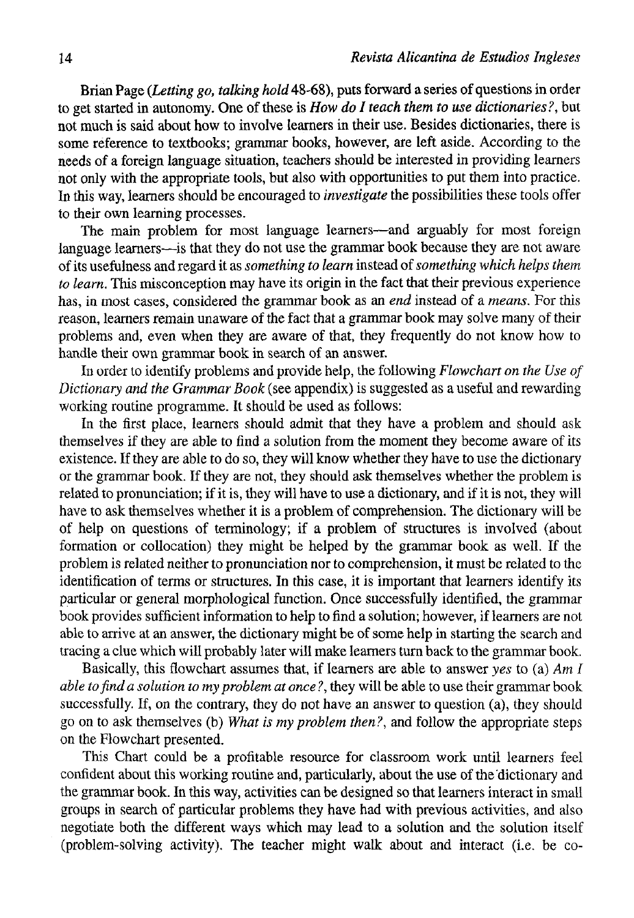Brian Page (*Letting go, talking hold* 48-68), puts forward a series of questions in order to get started in autonomy. One of these is *How do I teach them to use dictionaries?*, but not much is said about how to involve learners in their use. Besides dictionaries, there is some reference to textbooks; grammar books, however, are left aside. According to the needs of a foreign language situation, teachers should be interested in providing learners not only with the appropriate tools, but also with opportunities to put them into practice. In this way, learners should be encouraged to *investigate* the possibilities these tools offer to their own learning processes.

The main problem for most language learners—and arguably for most foreign language learners—is that they do not use the grammar book because they are not aware of its usefulness and regard it as *something to learn* instead of *something which helps them to learn*. This misconception may have its origin in the fact that their previous experience has, in most cases, considered the grammar book as an *end* instead of a *means*. For this reason, learners remain unaware of the fact that a grammar book may solve many of their problems and, even when they are aware of that, they frequently do not know how to handle their own grammar book in search of an answer.

In order to identify problems and provide help, the following *Flowchart on the Use of Dictionary and the Grammar Book* (see appendix) is suggested as a useful and rewarding working routine programme. It should be used as follows:

In the first place, learners should admit that they have a problem and should ask themselves if they are able to find a solution from the moment they become aware of its existence. If they are able to do so, they will know whether they have to use the dictionary or the grammar book. If they are not, they should ask themselves whether the problem is related to pronunciation; if it is, they will have to use a dictionary, and if it is not, they will have to ask themselves whether it is a problem of comprehension. The dictionary will be of help on questions of terminology; if a problem of structures is involved (about formation or collocation) they might be helped by the grammar book as well. If the problem is related neither to pronunciation nor to comprehension, it must be related to the identification of terms or structures. In this case, it is important that learners identify its particular or general morphological function. Once successfully identified, the grammar book provides sufficient information to help to find a solution; however, if learners are not able to arrive at an answer, the dictionary might be of some help in starting the search and tracing a clue which will probably later will make learners turn back to the grammar book.

Basically, this flowchart assumes that, if learners are able to answer *yes* to (a) *Am I able to find a solution to my problem at once?*, they will be able to use their grammar book successfully. If, on the contrary, they do not have an answer to question (a), they should go on to ask themselves (b) *What is my problem then?*, and follow the appropriate steps on the Flowchart presented.

This Chart could be a profitable resource for classroom work until learners feel confident about this working routine and, particularly, about the use of the dictionary and the grammar book. In this way, activities can be designed so that learners interact in small groups in search of particular problems they have had with previous activities, and also negotiate both the different ways which may lead to a solution and the solution itself (problem-solving activity). The teacher might walk about and interact (i.e. be co-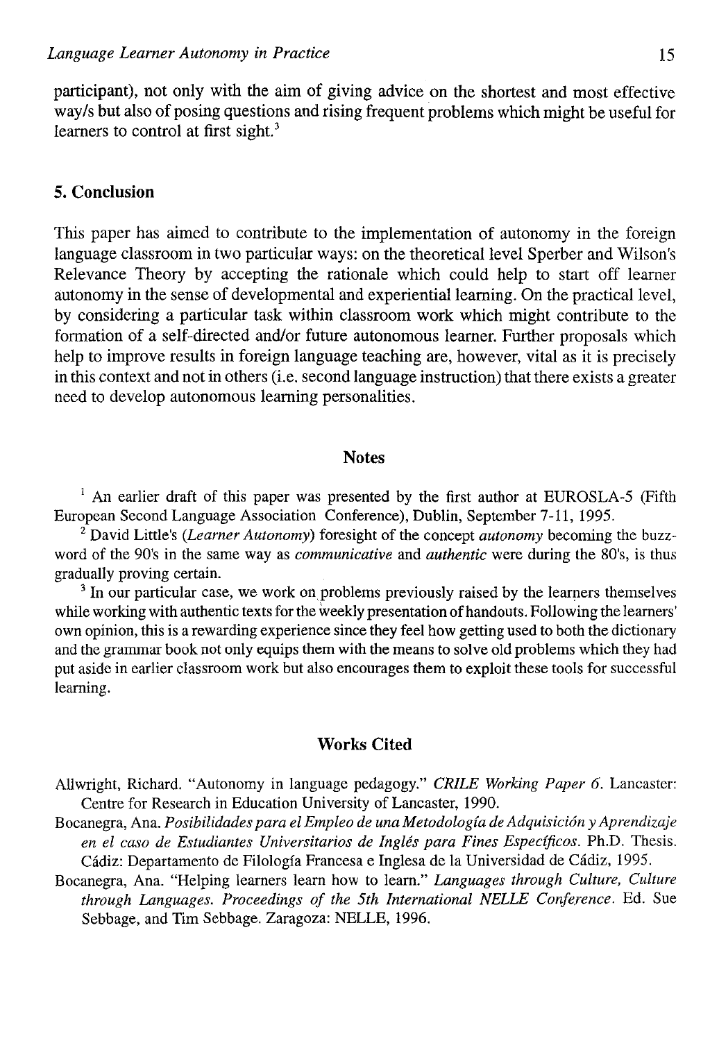participant), not only with the aim of giving advice on the shortest and most effective way/s but also of posing questions and rising frequent problems which might be useful for learners to control at first sight.[3]

## 5. Conclusion

This paper has aimed to contribute to the implementation of autonomy in the foreign language classroom in two particular ways: on the theoretical level Sperber and Wilson's Relevance Theory by accepting the rationale which could help to start off learner autonomy in the sense of developmental and experiential learning. On the practical level, by considering a particular task within classroom work which might contribute to the formation of a self-directed and/or future autonomous learner. Further proposals which help to improve results in foreign language teaching are, however, vital as it is precisely in this context and not in others (i.e. second language instruction) that there exists a greater need to develop autonomous learning personalities.

## Notes

[1] An earlier draft of this paper was presented by the first author at EUROSLA-5 (Fifth European Second Language Association Conference), Dublin, September 7-11, 1995.

[2] David Little's (*Learner Autonomy*) foresight of the concept *autonomy* becoming the buzz-word of the 90's in the same way as *communicative* and *authentic* were during the 80's, is thus gradually proving certain.

[3] In our particular case, we work on problems previously raised by the learners themselves while working with authentic texts for the weekly presentation of handouts. Following the learners' own opinion, this is a rewarding experience since they feel how getting used to both the dictionary and the grammar book not only equips them with the means to solve old problems which they had put aside in earlier classroom work but also encourages them to exploit these tools for successful learning.

## Works Cited

Allwright, Richard. "Autonomy in language pedagogy." *CRILE Working Paper 6*. Lancaster: Centre for Research in Education University of Lancaster, 1990.

Bocanegra, Ana. *Posibilidades para el Empleo de una Metodología de Adquisición y Aprendizaje en el caso de Estudiantes Universitarios de Inglés para Fines Específicos*. Ph.D. Thesis. Cádiz: Departamento de Filología Francesa e Inglesa de la Universidad de Cádiz, 1995.

Bocanegra, Ana. "Helping learners learn how to learn." *Languages through Culture, Culture through Languages. Proceedings of the 5th International NELLE Conference*. Ed. Sue Sebbage, and Tim Sebbage. Zaragoza: NELLE, 1996.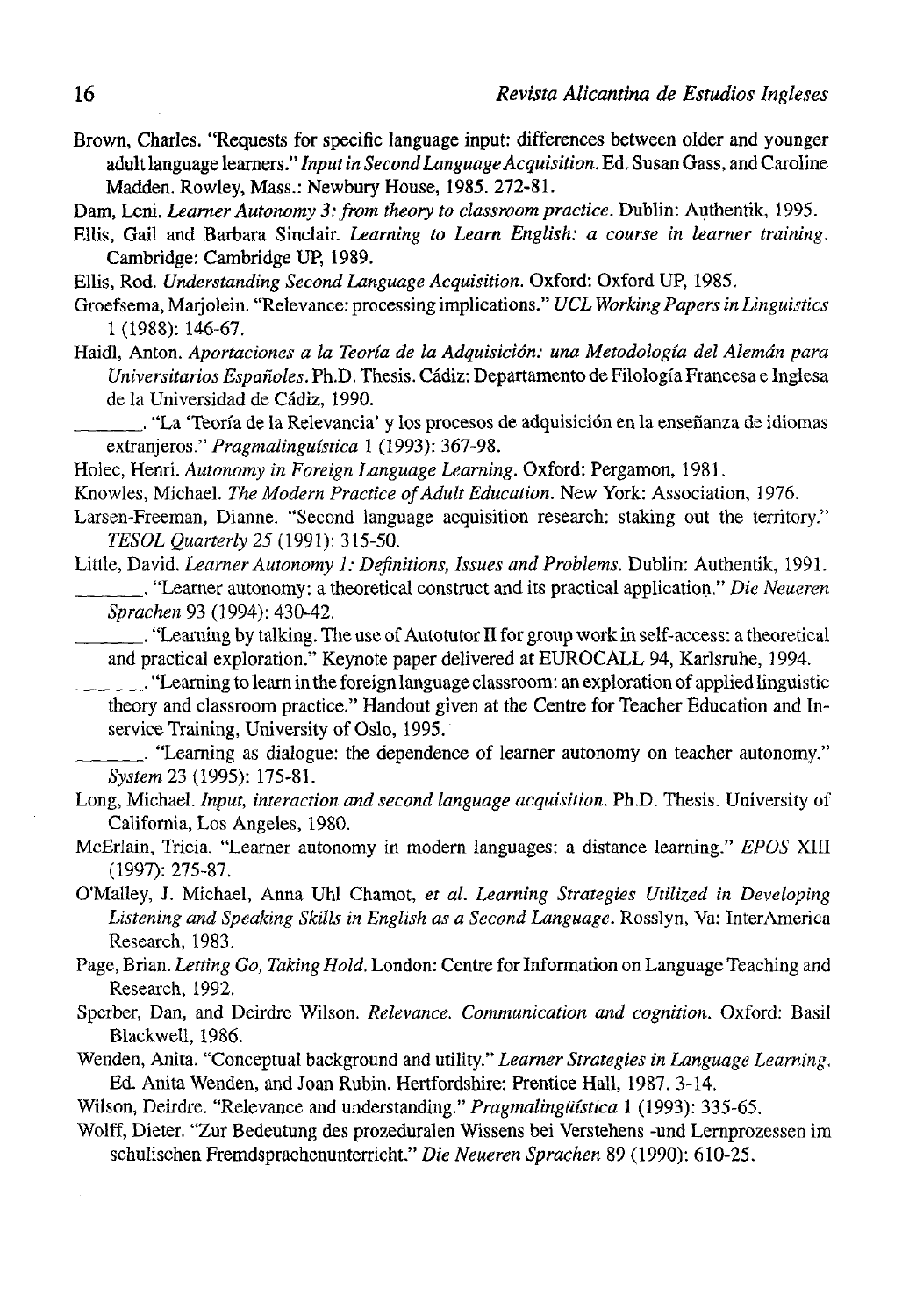Brown, Charles. "Requests for specific language input: differences between older and younger adult language learners." *Input in Second Language Acquisition*. Ed. Susan Gass, and Caroline Madden. Rowley, Mass.: Newbury House, 1985. 272-81.

Dam, Leni. *Learner Autonomy 3: from theory to classroom practice*. Dublin: Authentik, 1995.

Ellis, Gail and Barbara Sinclair. *Learning to Learn English: a course in learner training*. Cambridge: Cambridge UP, 1989.

Ellis, Rod. *Understanding Second Language Acquisition*. Oxford: Oxford UP, 1985.

Groefsema, Marjolein. "Relevance: processing implications." *UCL Working Papers in Linguistics* 1 (1988): 146-67.

Haidl, Anton. *Aportaciones a la Teoría de la Adquisición: una Metodología del Alemán para Universitarios Españoles*. Ph.D. Thesis. Cádiz: Departamento de Filología Francesa e Inglesa de la Universidad de Cádiz, 1990.

_______. "La 'Teoría de la Relevancia' y los procesos de adquisición en la enseñanza de idiomas extranjeros." *Pragmalingüística* 1 (1993): 367-98.

Holec, Henri. *Autonomy in Foreign Language Learning*. Oxford: Pergamon, 1981.

Knowles, Michael. *The Modern Practice of Adult Education*. New York: Association, 1976.

Larsen-Freeman, Dianne. "Second language acquisition research: staking out the territory." *TESOL Quarterly* 25 (1991): 315-50.

Little, David. *Learner Autonomy 1: Definitions, Issues and Problems*. Dublin: Authentik, 1991.

_______. "Learner autonomy: a theoretical construct and its practical application." *Die Neueren Sprachen* 93 (1994): 430-42.

_______. "Learning by talking. The use of Autotutor II for group work in self-access: a theoretical and practical exploration." Keynote paper delivered at EUROCALL 94, Karlsruhe, 1994.

_______. "Learning to learn in the foreign language classroom: an exploration of applied linguistic theory and classroom practice." Handout given at the Centre for Teacher Education and In-service Training, University of Oslo, 1995.

_______. "Learning as dialogue: the dependence of learner autonomy on teacher autonomy." *System* 23 (1995): 175-81.

Long, Michael. *Input, interaction and second language acquisition*. Ph.D. Thesis. University of California, Los Angeles, 1980.

McErlain, Tricia. "Learner autonomy in modern languages: a distance learning." *EPOS* XIII (1997): 275-87.

O'Malley, J. Michael, Anna Uhl Chamot, *et al. Learning Strategies Utilized in Developing Listening and Speaking Skills in English as a Second Language*. Rosslyn, Va: InterAmerica Research, 1983.

Page, Brian. *Letting Go, Taking Hold*. London: Centre for Information on Language Teaching and Research, 1992.

Sperber, Dan, and Deirdre Wilson. *Relevance. Communication and cognition*. Oxford: Basil Blackwell, 1986.

Wenden, Anita. "Conceptual background and utility." *Learner Strategies in Language Learning*. Ed. Anita Wenden, and Joan Rubin. Hertfordshire: Prentice Hall, 1987. 3-14.

Wilson, Deirdre. "Relevance and understanding." *Pragmalingüística* 1 (1993): 335-65.

Wolff, Dieter. "Zur Bedeutung des prozeduralen Wissens bei Verstehens -und Lernprozessen im schulischen Fremdsprachenunterricht." *Die Neueren Sprachen* 89 (1990): 610-25.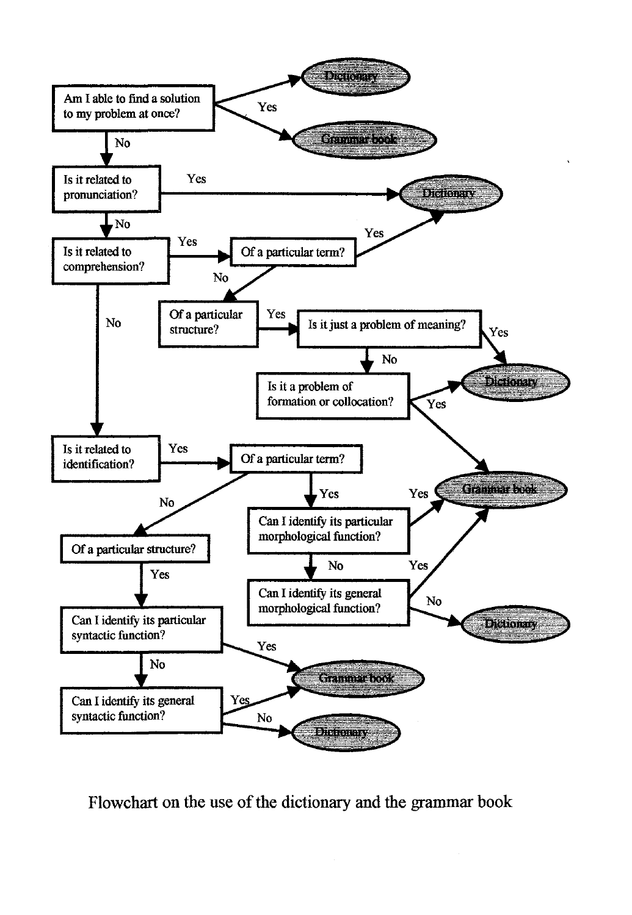Am I able to find a solution to my problem at once?

Yes

Dictionary

Grammar book

No

Is it related to pronunciation?

Yes

Dictionary

No

Is it related to comprehension?

Yes

Of a particular term?

Yes

No

Of a particular structure?

Yes

Is it just a problem of meaning?

Yes

Dictionary

No

Is it a problem of formation or collocation?

Yes

No

Is it related to identification?

Yes

Of a particular term?

Yes

Grammar book

No

Can I identify its particular morphological function?

Yes

No

Can I identify its general morphological function?

Yes

No

Dictionary

Of a particular structure?

Yes

Can I identify its particular syntactic function?

Yes

Grammar book

No

Can I identify its general syntactic function?

Yes

No

Dictionary

Flowchart on the use of the dictionary and the grammar book